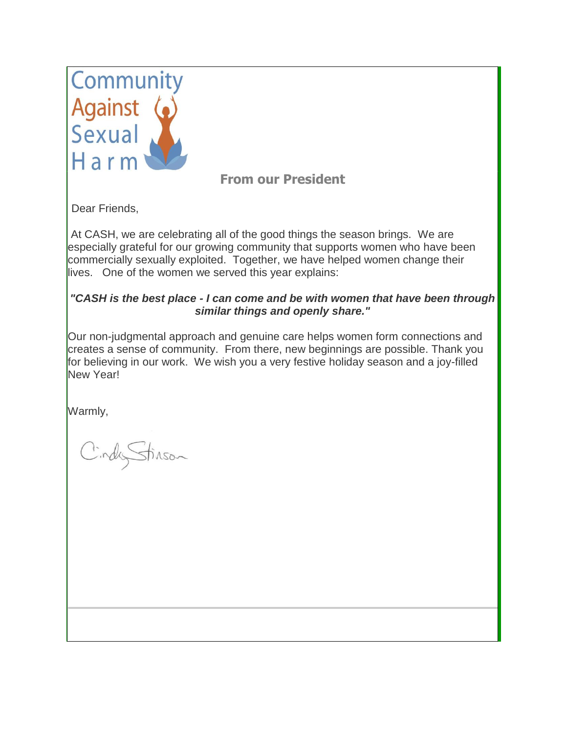Community Against Sexual Harm

## From our President

Dear Friends,

At CASH, we are celebrating all of the good things the season brings. We are especially grateful for our growing community that supports women who have been commercially sexually exploited. Together, we have helped women change their lives. One of the women we served this year explains:

***"CASH is the best place - I can come and be with women that have been through similar things and openly share."***

Our non-judgmental approach and genuine care helps women form connections and creates a sense of community. From there, new beginnings are possible. Thank you for believing in our work. We wish you a very festive holiday season and a joy-filled New Year!

Warmly,

Cindy Stinson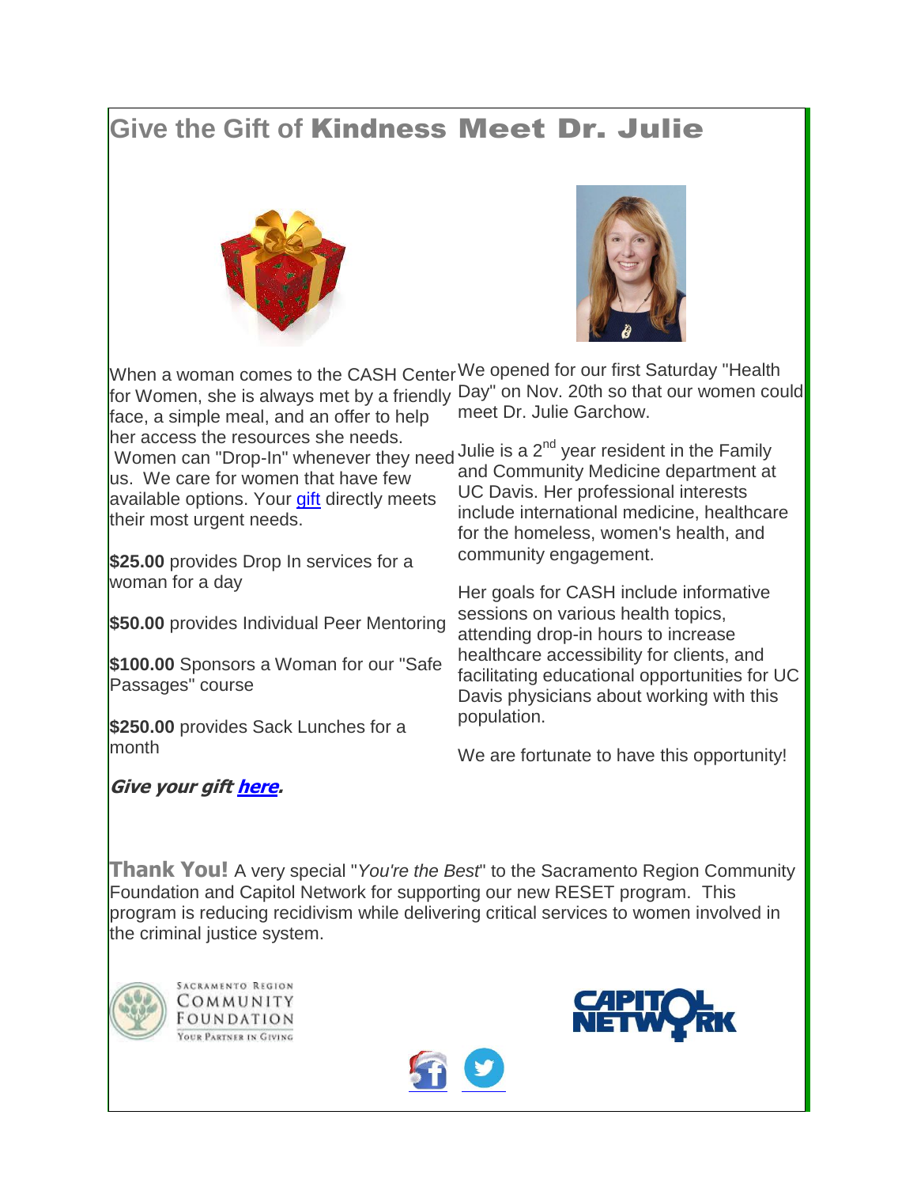## Give the Gift of **Kindness**

When a woman comes to the CASH Center for Women, she is always met by a friendly face, a simple meal, and an offer to help her access the resources she needs. Women can "Drop-In" whenever they need us. We care for women that have few available options. Your gift directly meets their most urgent needs.

**$25.00** provides Drop In services for a woman for a day

**$50.00** provides Individual Peer Mentoring

**$100.00** Sponsors a Woman for our "Safe Passages" course

**$250.00** provides Sack Lunches for a month

***Give your gift here.***

## Meet Dr. Julie

We opened for our first Saturday "Health Day" on Nov. 20th so that our women could meet Dr. Julie Garchow.

Julie is a 2nd year resident in the Family and Community Medicine department at UC Davis. Her professional interests include international medicine, healthcare for the homeless, women's health, and community engagement.

Her goals for CASH include informative sessions on various health topics, attending drop-in hours to increase healthcare accessibility for clients, and facilitating educational opportunities for UC Davis physicians about working with this population.

We are fortunate to have this opportunity!

**Thank You!** A very special "*You're the Best*" to the Sacramento Region Community Foundation and Capitol Network for supporting our new RESET program. This program is reducing recidivism while delivering critical services to women involved in the criminal justice system.

SACRAMENTO REGION COMMUNITY FOUNDATION
YOUR PARTNER IN GIVING

CAPITOL NETWORK